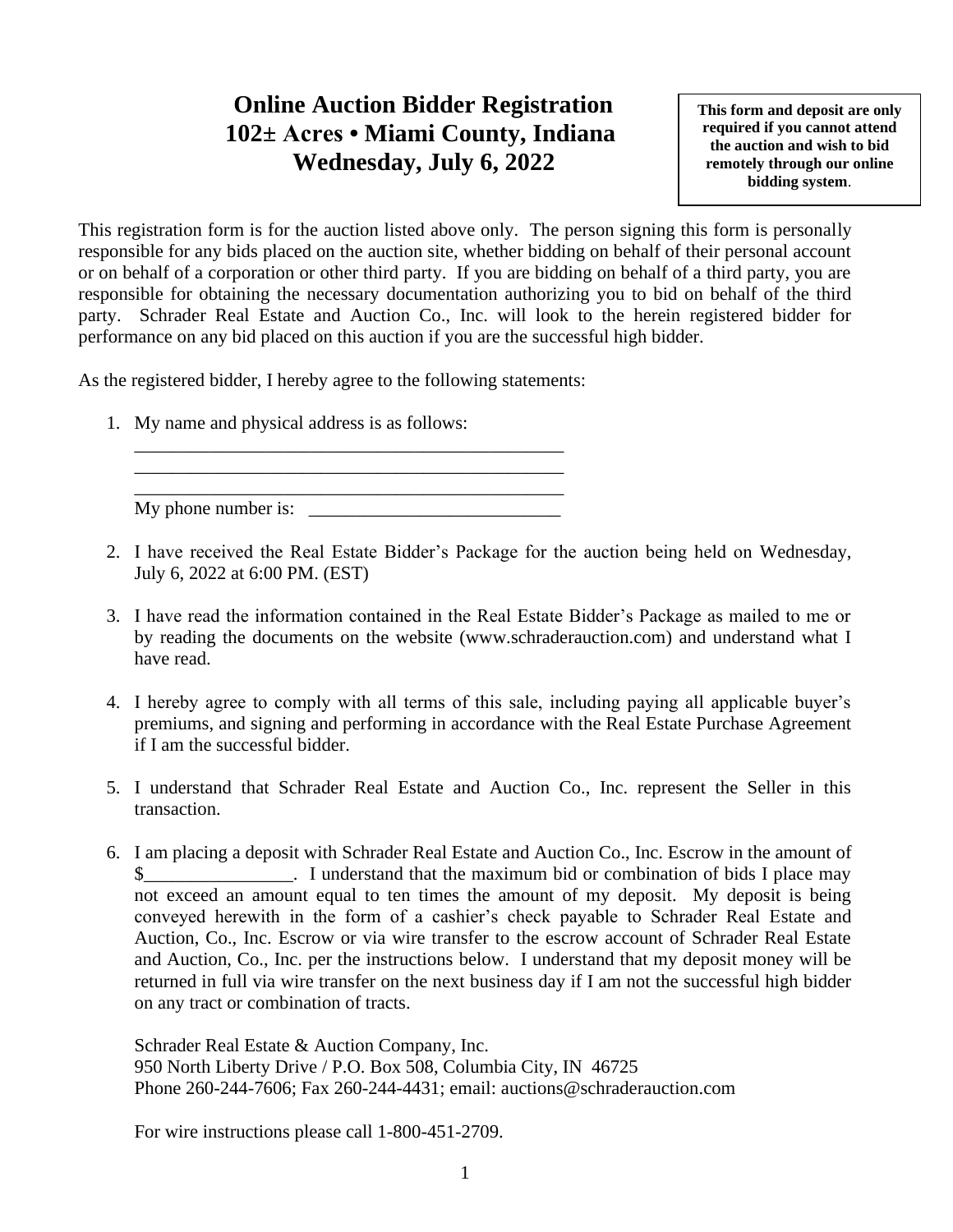# Online Auction Bidder Registration
# 102± Acres • Miami County, Indiana
# Wednesday, July 6, 2022

**This form and deposit are only required if you cannot attend the auction and wish to bid remotely through our online bidding system.**

This registration form is for the auction listed above only. The person signing this form is personally responsible for any bids placed on the auction site, whether bidding on behalf of their personal account or on behalf of a corporation or other third party. If you are bidding on behalf of a third party, you are responsible for obtaining the necessary documentation authorizing you to bid on behalf of the third party. Schrader Real Estate and Auction Co., Inc. will look to the herein registered bidder for performance on any bid placed on this auction if you are the successful high bidder.

As the registered bidder, I hereby agree to the following statements:

1. My name and physical address is as follows:
   ________________________________________________
   ________________________________________________
   ________________________________________________
   My phone number is: ___________________________

2. I have received the Real Estate Bidder's Package for the auction being held on Wednesday, July 6, 2022 at 6:00 PM. (EST)

3. I have read the information contained in the Real Estate Bidder's Package as mailed to me or by reading the documents on the website (www.schraderauction.com) and understand what I have read.

4. I hereby agree to comply with all terms of this sale, including paying all applicable buyer's premiums, and signing and performing in accordance with the Real Estate Purchase Agreement if I am the successful bidder.

5. I understand that Schrader Real Estate and Auction Co., Inc. represent the Seller in this transaction.

6. I am placing a deposit with Schrader Real Estate and Auction Co., Inc. Escrow in the amount of $________________. I understand that the maximum bid or combination of bids I place may not exceed an amount equal to ten times the amount of my deposit. My deposit is being conveyed herewith in the form of a cashier's check payable to Schrader Real Estate and Auction, Co., Inc. Escrow or via wire transfer to the escrow account of Schrader Real Estate and Auction, Co., Inc. per the instructions below. I understand that my deposit money will be returned in full via wire transfer on the next business day if I am not the successful high bidder on any tract or combination of tracts.

   Schrader Real Estate & Auction Company, Inc.
   950 North Liberty Drive / P.O. Box 508, Columbia City, IN 46725
   Phone 260-244-7606; Fax 260-244-4431; email: auctions@schraderauction.com

   For wire instructions please call 1-800-451-2709.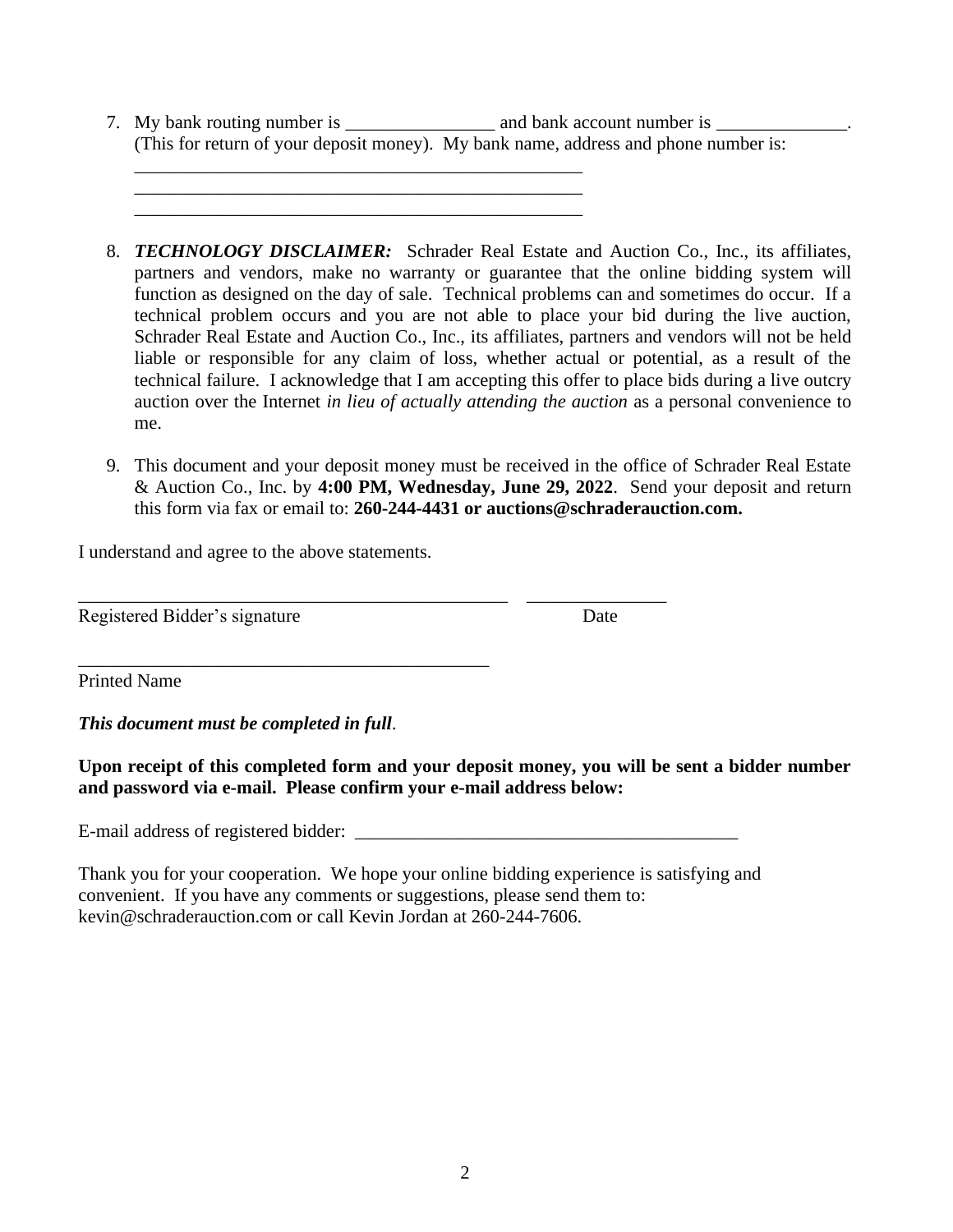7. My bank routing number is ________________ and bank account number is ______________. (This for return of your deposit money). My bank name, address and phone number is:

   __________________________________________________
   __________________________________________________
   __________________________________________________

8. ***TECHNOLOGY DISCLAIMER:*** Schrader Real Estate and Auction Co., Inc., its affiliates, partners and vendors, make no warranty or guarantee that the online bidding system will function as designed on the day of sale. Technical problems can and sometimes do occur. If a technical problem occurs and you are not able to place your bid during the live auction, Schrader Real Estate and Auction Co., Inc., its affiliates, partners and vendors will not be held liable or responsible for any claim of loss, whether actual or potential, as a result of the technical failure. I acknowledge that I am accepting this offer to place bids during a live outcry auction over the Internet *in lieu of actually attending the auction* as a personal convenience to me.

9. This document and your deposit money must be received in the office of Schrader Real Estate & Auction Co., Inc. by **4:00 PM, Wednesday, June 29, 2022**. Send your deposit and return this form via fax or email to: **260-244-4431 or auctions@schraderauction.com.**

I understand and agree to the above statements.

_______________________________________________ _______________
Registered Bidder's signature Date

_____________________________________________
Printed Name

***This document must be completed in full***.

**Upon receipt of this completed form and your deposit money, you will be sent a bidder number and password via e-mail. Please confirm your e-mail address below:**

E-mail address of registered bidder: _________________________________________

Thank you for your cooperation. We hope your online bidding experience is satisfying and convenient. If you have any comments or suggestions, please send them to: kevin@schraderauction.com or call Kevin Jordan at 260-244-7606.